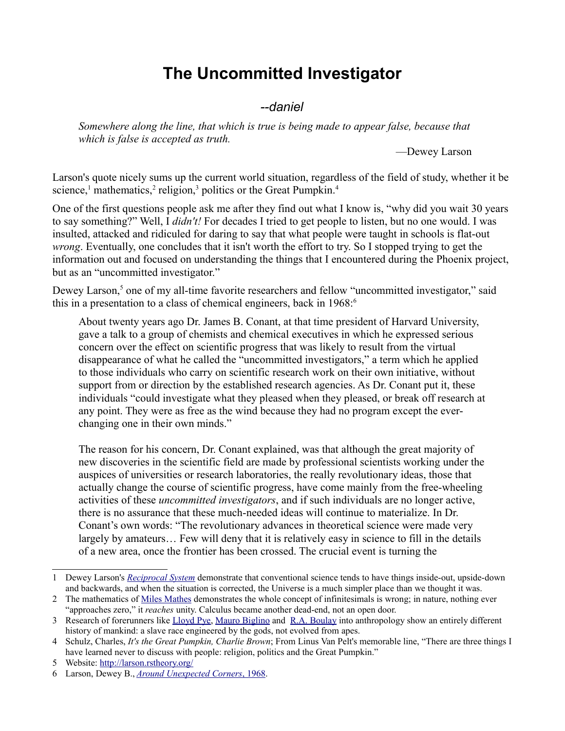# The Uncommitted Investigator

*--daniel*

> *Somewhere along the line, that which is true is being made to appear false, because that which is false is accepted as truth.*
>
> —Dewey Larson

Larson's quote nicely sums up the current world situation, regardless of the field of study, whether it be science,[1] mathematics,[2] religion,[3] politics or the Great Pumpkin.[4]

One of the first questions people ask me after they find out what I know is, "why did you wait 30 years to say something?" Well, I *didn't!* For decades I tried to get people to listen, but no one would. I was insulted, attacked and ridiculed for daring to say that what people were taught in schools is flat-out *wrong*. Eventually, one concludes that it isn't worth the effort to try. So I stopped trying to get the information out and focused on understanding the things that I encountered during the Phoenix project, but as an "uncommitted investigator."

Dewey Larson,[5] one of my all-time favorite researchers and fellow "uncommitted investigator," said this in a presentation to a class of chemical engineers, back in 1968:[6]

> About twenty years ago Dr. James B. Conant, at that time president of Harvard University, gave a talk to a group of chemists and chemical executives in which he expressed serious concern over the effect on scientific progress that was likely to result from the virtual disappearance of what he called the "uncommitted investigators," a term which he applied to those individuals who carry on scientific research work on their own initiative, without support from or direction by the established research agencies. As Dr. Conant put it, these individuals "could investigate what they pleased when they pleased, or break off research at any point. They were as free as the wind because they had no program except the ever-changing one in their own minds."
>
> The reason for his concern, Dr. Conant explained, was that although the great majority of new discoveries in the scientific field are made by professional scientists working under the auspices of universities or research laboratories, the really revolutionary ideas, those that actually change the course of scientific progress, have come mainly from the free-wheeling activities of these *uncommitted investigators*, and if such individuals are no longer active, there is no assurance that these much-needed ideas will continue to materialize. In Dr. Conant's own words: "The revolutionary advances in theoretical science were made very largely by amateurs… Few will deny that it is relatively easy in science to fill in the details of a new area, once the frontier has been crossed. The crucial event is turning the

---

1 Dewey Larson's *Reciprocal System* demonstrate that conventional science tends to have things inside-out, upside-down and backwards, and when the situation is corrected, the Universe is a much simpler place than we thought it was.

2 The mathematics of Miles Mathes demonstrates the whole concept of infinitesimals is wrong; in nature, nothing ever "approaches zero," it *reaches* unity. Calculus became another dead-end, not an open door.

3 Research of forerunners like Lloyd Pye, Mauro Biglino and R.A. Boulay into anthropology show an entirely different history of mankind: a slave race engineered by the gods, not evolved from apes.

4 Schulz, Charles, *It's the Great Pumpkin, Charlie Brown*; From Linus Van Pelt's memorable line, "There are three things I have learned never to discuss with people: religion, politics and the Great Pumpkin."

5 Website: http://larson.rstheory.org/

6 Larson, Dewey B., *Around Unexpected Corners*, 1968.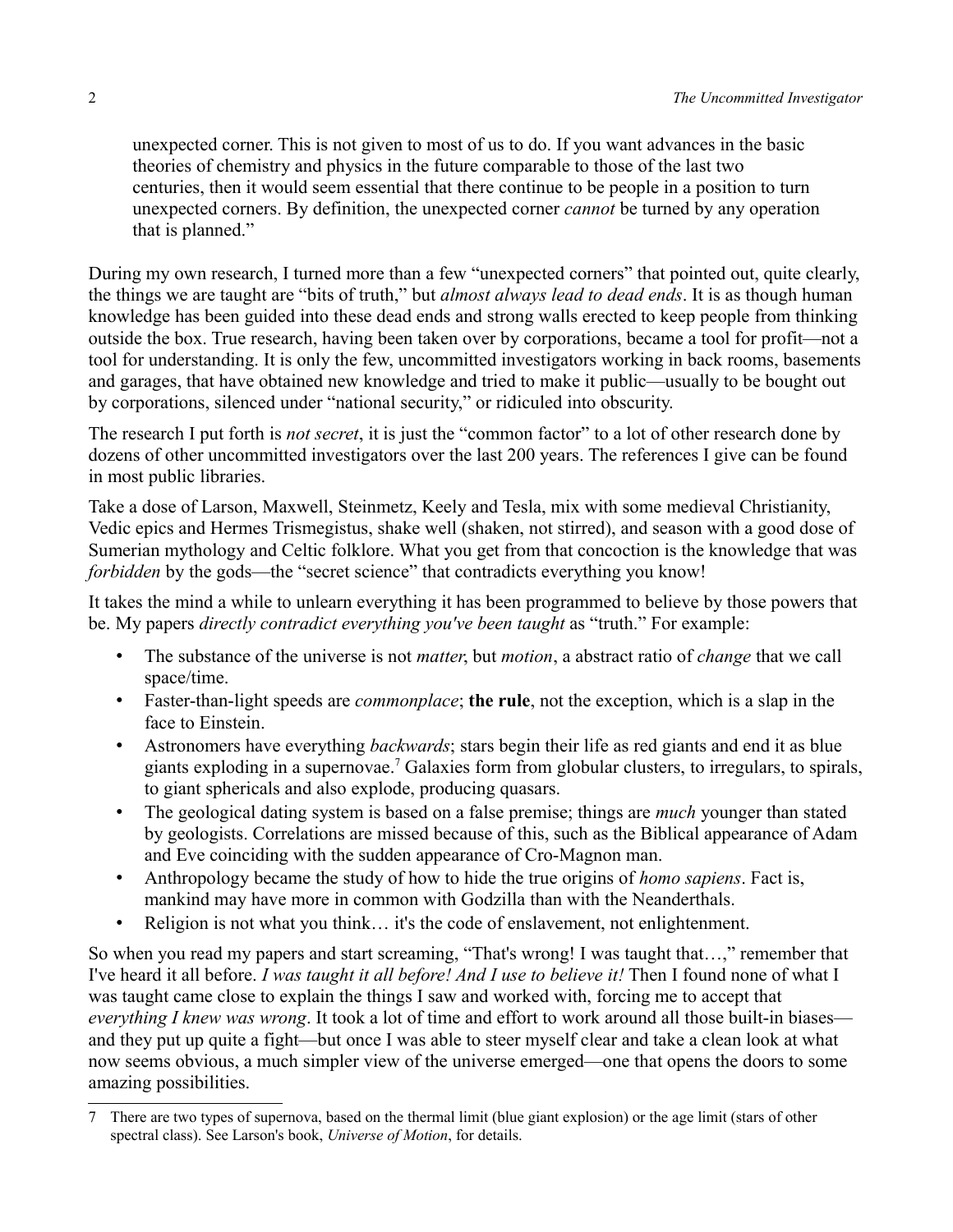unexpected corner. This is not given to most of us to do. If you want advances in the basic theories of chemistry and physics in the future comparable to those of the last two centuries, then it would seem essential that there continue to be people in a position to turn unexpected corners. By definition, the unexpected corner *cannot* be turned by any operation that is planned."

During my own research, I turned more than a few "unexpected corners" that pointed out, quite clearly, the things we are taught are "bits of truth," but *almost always lead to dead ends*. It is as though human knowledge has been guided into these dead ends and strong walls erected to keep people from thinking outside the box. True research, having been taken over by corporations, became a tool for profit—not a tool for understanding. It is only the few, uncommitted investigators working in back rooms, basements and garages, that have obtained new knowledge and tried to make it public—usually to be bought out by corporations, silenced under "national security," or ridiculed into obscurity.

The research I put forth is *not secret*, it is just the "common factor" to a lot of other research done by dozens of other uncommitted investigators over the last 200 years. The references I give can be found in most public libraries.

Take a dose of Larson, Maxwell, Steinmetz, Keely and Tesla, mix with some medieval Christianity, Vedic epics and Hermes Trismegistus, shake well (shaken, not stirred), and season with a good dose of Sumerian mythology and Celtic folklore. What you get from that concoction is the knowledge that was *forbidden* by the gods—the "secret science" that contradicts everything you know!

It takes the mind a while to unlearn everything it has been programmed to believe by those powers that be. My papers *directly contradict everything you've been taught* as "truth." For example:

- The substance of the universe is not *matter*, but *motion*, a abstract ratio of *change* that we call space/time.
- Faster-than-light speeds are *commonplace*; **the rule**, not the exception, which is a slap in the face to Einstein.
- Astronomers have everything *backwards*; stars begin their life as red giants and end it as blue giants exploding in a supernovae.[7] Galaxies form from globular clusters, to irregulars, to spirals, to giant sphericals and also explode, producing quasars.
- The geological dating system is based on a false premise; things are *much* younger than stated by geologists. Correlations are missed because of this, such as the Biblical appearance of Adam and Eve coinciding with the sudden appearance of Cro-Magnon man.
- Anthropology became the study of how to hide the true origins of *homo sapiens*. Fact is, mankind may have more in common with Godzilla than with the Neanderthals.
- Religion is not what you think… it's the code of enslavement, not enlightenment.

So when you read my papers and start screaming, "That's wrong! I was taught that…," remember that I've heard it all before. *I was taught it all before! And I use to believe it!* Then I found none of what I was taught came close to explain the things I saw and worked with, forcing me to accept that *everything I knew was wrong*. It took a lot of time and effort to work around all those built-in biases—and they put up quite a fight—but once I was able to steer myself clear and take a clean look at what now seems obvious, a much simpler view of the universe emerged—one that opens the doors to some amazing possibilities.

---

7 There are two types of supernova, based on the thermal limit (blue giant explosion) or the age limit (stars of other spectral class). See Larson's book, *Universe of Motion*, for details.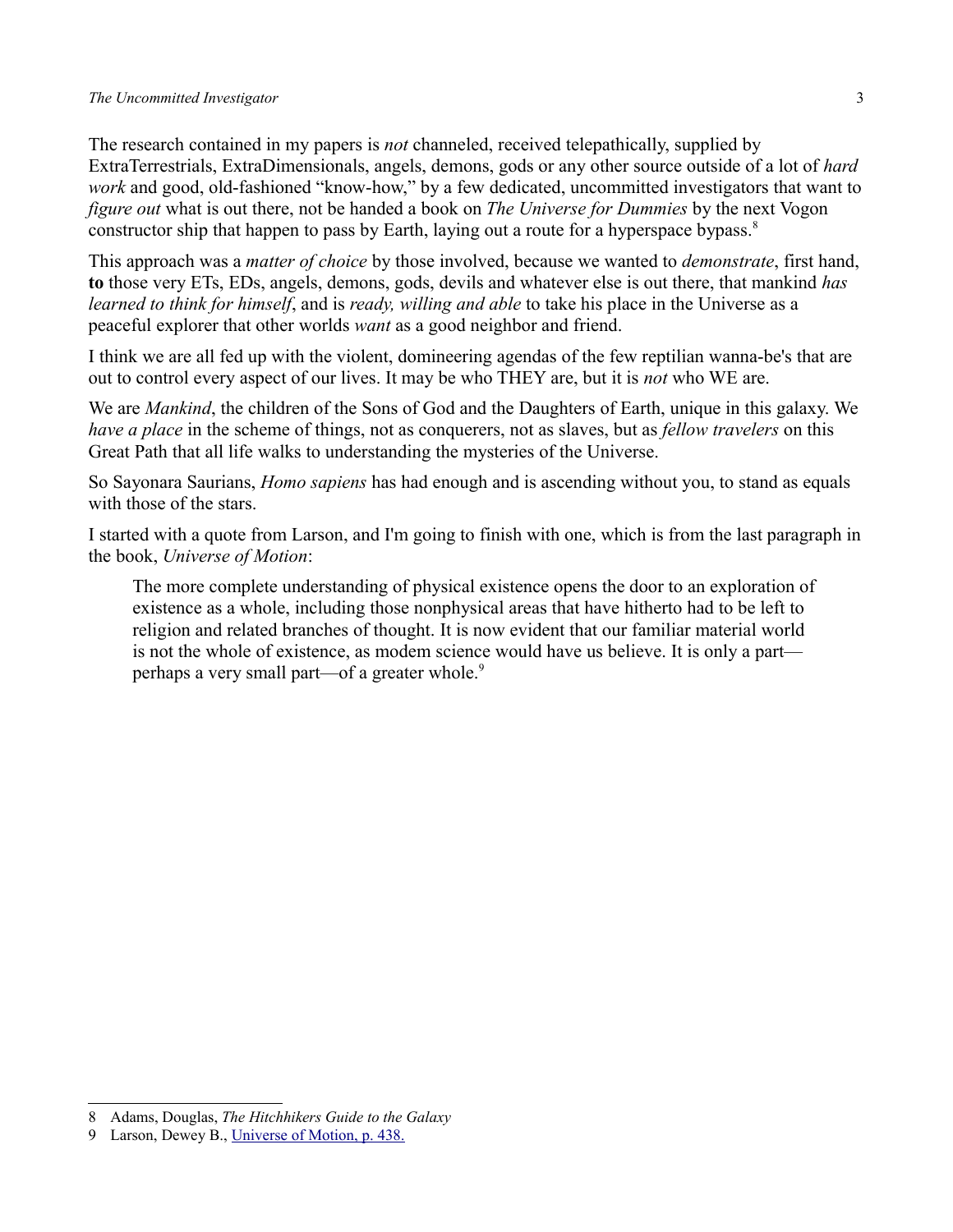The research contained in my papers is *not* channeled, received telepathically, supplied by ExtraTerrestrials, ExtraDimensionals, angels, demons, gods or any other source outside of a lot of *hard work* and good, old-fashioned "know-how," by a few dedicated, uncommitted investigators that want to *figure out* what is out there, not be handed a book on *The Universe for Dummies* by the next Vogon constructor ship that happen to pass by Earth, laying out a route for a hyperspace bypass.[8]

This approach was a *matter of choice* by those involved, because we wanted to *demonstrate*, first hand, **to** those very ETs, EDs, angels, demons, gods, devils and whatever else is out there, that mankind *has learned to think for himself*, and is *ready, willing and able* to take his place in the Universe as a peaceful explorer that other worlds *want* as a good neighbor and friend.

I think we are all fed up with the violent, domineering agendas of the few reptilian wanna-be's that are out to control every aspect of our lives. It may be who THEY are, but it is *not* who WE are.

We are *Mankind*, the children of the Sons of God and the Daughters of Earth, unique in this galaxy. We *have a place* in the scheme of things, not as conquerers, not as slaves, but as *fellow travelers* on this Great Path that all life walks to understanding the mysteries of the Universe.

So Sayonara Saurians, *Homo sapiens* has had enough and is ascending without you, to stand as equals with those of the stars.

I started with a quote from Larson, and I'm going to finish with one, which is from the last paragraph in the book, *Universe of Motion*:

> The more complete understanding of physical existence opens the door to an exploration of existence as a whole, including those nonphysical areas that have hitherto had to be left to religion and related branches of thought. It is now evident that our familiar material world is not the whole of existence, as modem science would have us believe. It is only a part—perhaps a very small part—of a greater whole.[9]

---

8 Adams, Douglas, *The Hitchhikers Guide to the Galaxy*

9 Larson, Dewey B., Universe of Motion, p. 438.